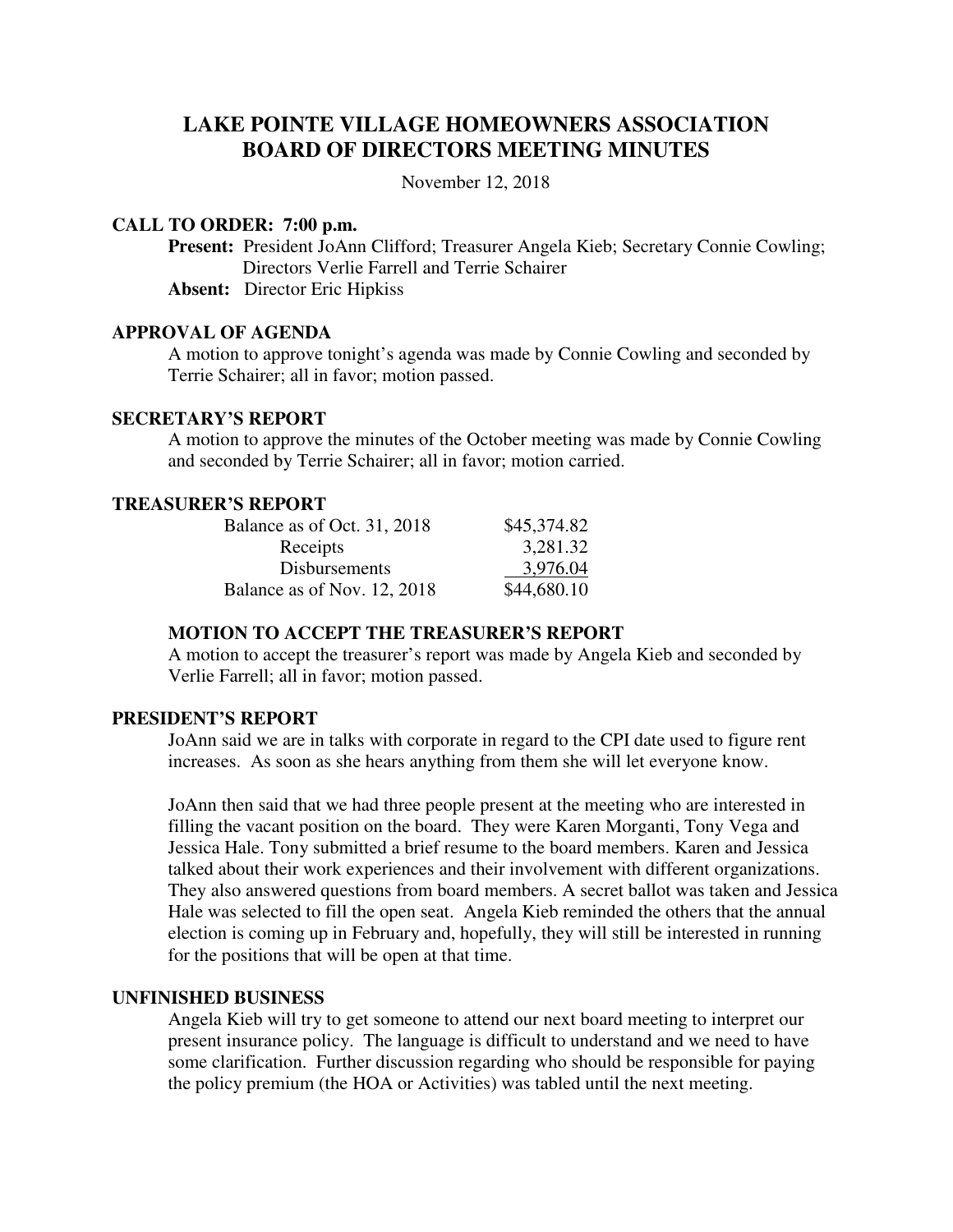# LAKE POINTE VILLAGE HOMEOWNERS ASSOCIATION
# BOARD OF DIRECTORS MEETING MINUTES

November 12, 2018

## CALL TO ORDER: 7:00 p.m.

**Present:** President JoAnn Clifford; Treasurer Angela Kieb; Secretary Connie Cowling; Directors Verlie Farrell and Terrie Schairer

**Absent:** Director Eric Hipkiss

## APPROVAL OF AGENDA

A motion to approve tonight's agenda was made by Connie Cowling and seconded by Terrie Schairer; all in favor; motion passed.

## SECRETARY'S REPORT

A motion to approve the minutes of the October meeting was made by Connie Cowling and seconded by Terrie Schairer; all in favor; motion carried.

## TREASURER'S REPORT

| | |
|---|---|
| Balance as of Oct. 31, 2018 | $45,374.82 |
| Receipts | 3,281.32 |
| Disbursements | 3,976.04 |
| Balance as of Nov. 12, 2018 | $44,680.10 |

### MOTION TO ACCEPT THE TREASURER'S REPORT

A motion to accept the treasurer's report was made by Angela Kieb and seconded by Verlie Farrell; all in favor; motion passed.

## PRESIDENT'S REPORT

JoAnn said we are in talks with corporate in regard to the CPI date used to figure rent increases. As soon as she hears anything from them she will let everyone know.

JoAnn then said that we had three people present at the meeting who are interested in filling the vacant position on the board. They were Karen Morganti, Tony Vega and Jessica Hale. Tony submitted a brief resume to the board members. Karen and Jessica talked about their work experiences and their involvement with different organizations. They also answered questions from board members. A secret ballot was taken and Jessica Hale was selected to fill the open seat. Angela Kieb reminded the others that the annual election is coming up in February and, hopefully, they will still be interested in running for the positions that will be open at that time.

## UNFINISHED BUSINESS

Angela Kieb will try to get someone to attend our next board meeting to interpret our present insurance policy. The language is difficult to understand and we need to have some clarification. Further discussion regarding who should be responsible for paying the policy premium (the HOA or Activities) was tabled until the next meeting.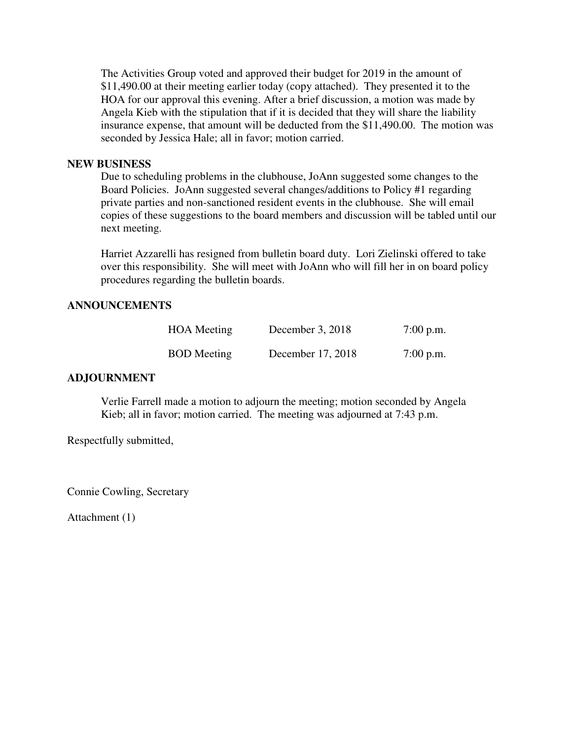The Activities Group voted and approved their budget for 2019 in the amount of $11,490.00 at their meeting earlier today (copy attached). They presented it to the HOA for our approval this evening. After a brief discussion, a motion was made by Angela Kieb with the stipulation that if it is decided that they will share the liability insurance expense, that amount will be deducted from the $11,490.00. The motion was seconded by Jessica Hale; all in favor; motion carried.

**NEW BUSINESS**

Due to scheduling problems in the clubhouse, JoAnn suggested some changes to the Board Policies. JoAnn suggested several changes/additions to Policy #1 regarding private parties and non-sanctioned resident events in the clubhouse. She will email copies of these suggestions to the board members and discussion will be tabled until our next meeting.

Harriet Azzarelli has resigned from bulletin board duty. Lori Zielinski offered to take over this responsibility. She will meet with JoAnn who will fill her in on board policy procedures regarding the bulletin boards.

**ANNOUNCEMENTS**

| | | |
|---|---|---|
| HOA Meeting | December 3, 2018 | 7:00 p.m. |
| BOD Meeting | December 17, 2018 | 7:00 p.m. |

**ADJOURNMENT**

Verlie Farrell made a motion to adjourn the meeting; motion seconded by Angela Kieb; all in favor; motion carried. The meeting was adjourned at 7:43 p.m.

Respectfully submitted,

Connie Cowling, Secretary

Attachment (1)